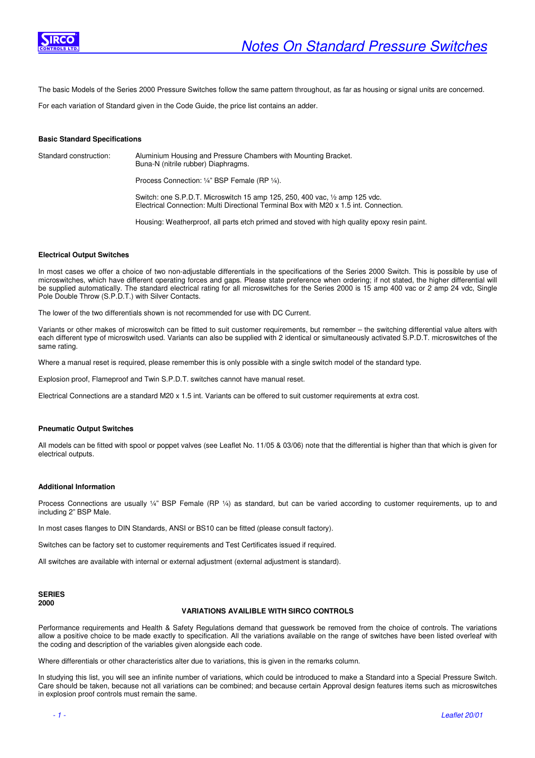# Notes On Standard Pressure Switches

The basic Models of the Series 2000 Pressure Switches follow the same pattern throughout, as far as housing or signal units are concerned.

For each variation of Standard given in the Code Guide, the price list contains an adder.

### Basic Standard Specifications

Standard construction: Aluminium Housing and Pressure Chambers with Mounting Bracket.
Buna-N (nitrile rubber) Diaphragms.

Process Connection: ¼" BSP Female (RP ¼).

Switch: one S.P.D.T. Microswitch 15 amp 125, 250, 400 vac, ½ amp 125 vdc.
Electrical Connection: Multi Directional Terminal Box with M20 x 1.5 int. Connection.

Housing: Weatherproof, all parts etch primed and stoved with high quality epoxy resin paint.

### Electrical Output Switches

In most cases we offer a choice of two non-adjustable differentials in the specifications of the Series 2000 Switch. This is possible by use of microswitches, which have different operating forces and gaps. Please state preference when ordering; if not stated, the higher differential will be supplied automatically. The standard electrical rating for all microswitches for the Series 2000 is 15 amp 400 vac or 2 amp 24 vdc, Single Pole Double Throw (S.P.D.T.) with Silver Contacts.

The lower of the two differentials shown is not recommended for use with DC Current.

Variants or other makes of microswitch can be fitted to suit customer requirements, but remember – the switching differential value alters with each different type of microswitch used. Variants can also be supplied with 2 identical or simultaneously activated S.P.D.T. microswitches of the same rating.

Where a manual reset is required, please remember this is only possible with a single switch model of the standard type.

Explosion proof, Flameproof and Twin S.P.D.T. switches cannot have manual reset.

Electrical Connections are a standard M20 x 1.5 int. Variants can be offered to suit customer requirements at extra cost.

### Pneumatic Output Switches

All models can be fitted with spool or poppet valves (see Leaflet No. 11/05 & 03/06) note that the differential is higher than that which is given for electrical outputs.

### Additional Information

Process Connections are usually ¼" BSP Female (RP ¼) as standard, but can be varied according to customer requirements, up to and including 2" BSP Male.

In most cases flanges to DIN Standards, ANSI or BS10 can be fitted (please consult factory).

Switches can be factory set to customer requirements and Test Certificates issued if required.

All switches are available with internal or external adjustment (external adjustment is standard).

**SERIES 2000**

**VARIATIONS AVAILIBLE WITH SIRCO CONTROLS**

Performance requirements and Health & Safety Regulations demand that guesswork be removed from the choice of controls. The variations allow a positive choice to be made exactly to specification. All the variations available on the range of switches have been listed overleaf with the coding and description of the variables given alongside each code.

Where differentials or other characteristics alter due to variations, this is given in the remarks column.

In studying this list, you will see an infinite number of variations, which could be introduced to make a Standard into a Special Pressure Switch. Care should be taken, because not all variations can be combined; and because certain Approval design features items such as microswitches in explosion proof controls must remain the same.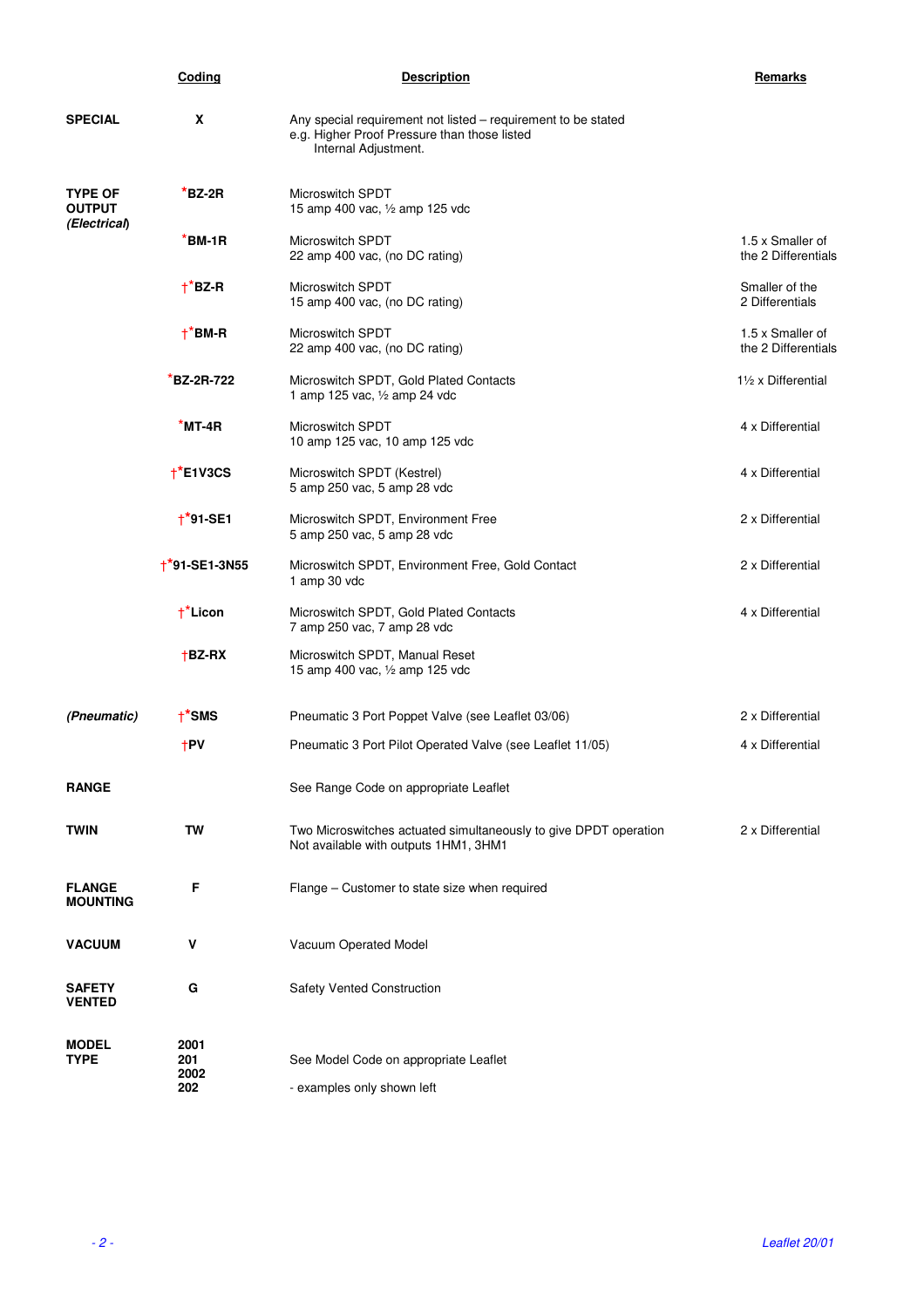| | Coding | Description | Remarks |
|---|---|---|---|
| **SPECIAL** | **X** | Any special requirement not listed – requirement to be stated<br>e.g. Higher Proof Pressure than those listed<br>Internal Adjustment. | |
| **TYPE OF OUTPUT** ***(Electrical)*** | ***BZ-2R** | Microswitch SPDT<br>15 amp 400 vac, ½ amp 125 vdc | |
| | ***BM-1R** | Microswitch SPDT<br>22 amp 400 vac, (no DC rating) | 1.5 x Smaller of the 2 Differentials |
| | **†*BZ-R** | Microswitch SPDT<br>15 amp 400 vac, (no DC rating) | Smaller of the 2 Differentials |
| | **†*BM-R** | Microswitch SPDT<br>22 amp 400 vac, (no DC rating) | 1.5 x Smaller of the 2 Differentials |
| | ***BZ-2R-722** | Microswitch SPDT, Gold Plated Contacts<br>1 amp 125 vac, ½ amp 24 vdc | 1½ x Differential |
| | ***MT-4R** | Microswitch SPDT<br>10 amp 125 vac, 10 amp 125 vdc | 4 x Differential |
| | **†*E1V3CS** | Microswitch SPDT (Kestrel)<br>5 amp 250 vac, 5 amp 28 vdc | 4 x Differential |
| | **†*91-SE1** | Microswitch SPDT, Environment Free<br>5 amp 250 vac, 5 amp 28 vdc | 2 x Differential |
| | **†*91-SE1-3N55** | Microswitch SPDT, Environment Free, Gold Contact<br>1 amp 30 vdc | 2 x Differential |
| | **†*Licon** | Microswitch SPDT, Gold Plated Contacts<br>7 amp 250 vac, 7 amp 28 vdc | 4 x Differential |
| | **†BZ-RX** | Microswitch SPDT, Manual Reset<br>15 amp 400 vac, ½ amp 125 vdc | |
| ***(Pneumatic)*** | **†*SMS** | Pneumatic 3 Port Poppet Valve (see Leaflet 03/06) | 2 x Differential |
| | **†PV** | Pneumatic 3 Port Pilot Operated Valve (see Leaflet 11/05) | 4 x Differential |
| **RANGE** | | See Range Code on appropriate Leaflet | |
| **TWIN** | **TW** | Two Microswitches actuated simultaneously to give DPDT operation<br>Not available with outputs 1HM1, 3HM1 | 2 x Differential |
| **FLANGE MOUNTING** | **F** | Flange – Customer to state size when required | |
| **VACUUM** | **V** | Vacuum Operated Model | |
| **SAFETY VENTED** | **G** | Safety Vented Construction | |
| **MODEL TYPE** | **2001<br>201<br>2002<br>202** | See Model Code on appropriate Leaflet<br><br>- examples only shown left | |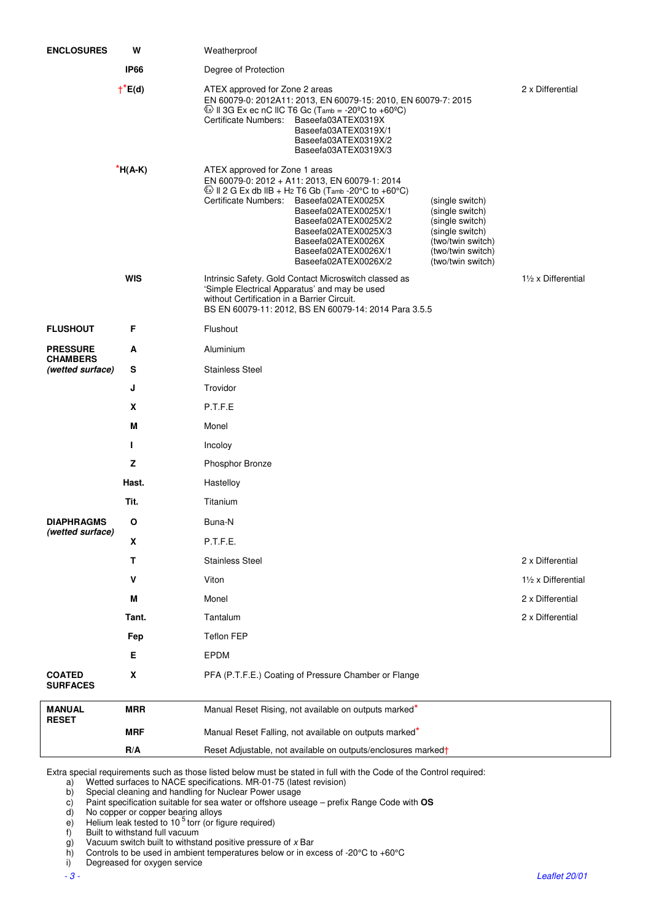| | | | |
|---|---|---|---|
| **ENCLOSURES** | **W** | Weatherproof | |
| | **IP66** | Degree of Protection | |
| | †***E(d)** | ATEX approved for Zone 2 areas<br>EN 60079-0: 2012A11: 2013, EN 60079-15: 2010, EN 60079-7: 2015<br>Ex II 3G Ex ec nC IIC T6 Gc ($T_{amb}$ = -20ºC to +60ºC)<br>Certificate Numbers: Baseefa03ATEX0319X<br>Baseefa03ATEX0319X/1<br>Baseefa03ATEX0319X/2<br>Baseefa03ATEX0319X/3 | 2 x Differential |
| | ***H(A-K)** | ATEX approved for Zone 1 areas<br>EN 60079-0: 2012 + A11: 2013, EN 60079-1: 2014<br>Ex II 2 G Ex db IIB + $H_2$ T6 Gb ($T_{amb}$ -20°C to +60°C)<br>Certificate Numbers: Baseefa02ATEX0025X (single switch)<br>Baseefa02ATEX0025X/1 (single switch)<br>Baseefa02ATEX0025X/2 (single switch)<br>Baseefa02ATEX0025X/3 (single switch)<br>Baseefa02ATEX0026X (two/twin switch)<br>Baseefa02ATEX0026X/1 (two/twin switch)<br>Baseefa02ATEX0026X/2 (two/twin switch) | |
| | **WIS** | Intrinsic Safety. Gold Contact Microswitch classed as 'Simple Electrical Apparatus' and may be used without Certification in a Barrier Circuit.<br>BS EN 60079-11: 2012, BS EN 60079-14: 2014 Para 3.5.5 | 1½ x Differential |
| **FLUSHOUT** | **F** | Flushout | |
| **PRESSURE CHAMBERS** *(wetted surface)* | **A** | Aluminium | |
| | **S** | Stainless Steel | |
| | **J** | Trovidor | |
| | **X** | P.T.F.E | |
| | **M** | Monel | |
| | **I** | Incoloy | |
| | **Z** | Phosphor Bronze | |
| | **Hast.** | Hastelloy | |
| | **Tit.** | Titanium | |
| **DIAPHRAGMS** *(wetted surface)* | **O** | Buna-N | |
| | **X** | P.T.F.E. | |
| | **T** | Stainless Steel | 2 x Differential |
| | **V** | Viton | 1½ x Differential |
| | **M** | Monel | 2 x Differential |
| | **Tant.** | Tantalum | 2 x Differential |
| | **Fep** | Teflon FEP | |
| | **E** | EPDM | |
| **COATED SURFACES** | **X** | PFA (P.T.F.E.) Coating of Pressure Chamber or Flange | |
| **MANUAL RESET** | **MRR** | Manual Reset Rising, not available on outputs marked* | |
| | **MRF** | Manual Reset Falling, not available on outputs marked* | |
| | **R/A** | Reset Adjustable, not available on outputs/enclosures marked† | |

Extra special requirements such as those listed below must be stated in full with the Code of the Control required:

a) Wetted surfaces to NACE specifications. MR-01-75 (latest revision)
b) Special cleaning and handling for Nuclear Power usage
c) Paint specification suitable for sea water or offshore useage – prefix Range Code with **OS**
d) No copper or copper bearing alloys
e) Helium leak tested to $10^{5}$ torr (or figure required)
f) Built to withstand full vacuum
g) Vacuum switch built to withstand positive pressure of *x* Bar
h) Controls to be used in ambient temperatures below or in excess of -20°C to +60°C
i) Degreased for oxygen service